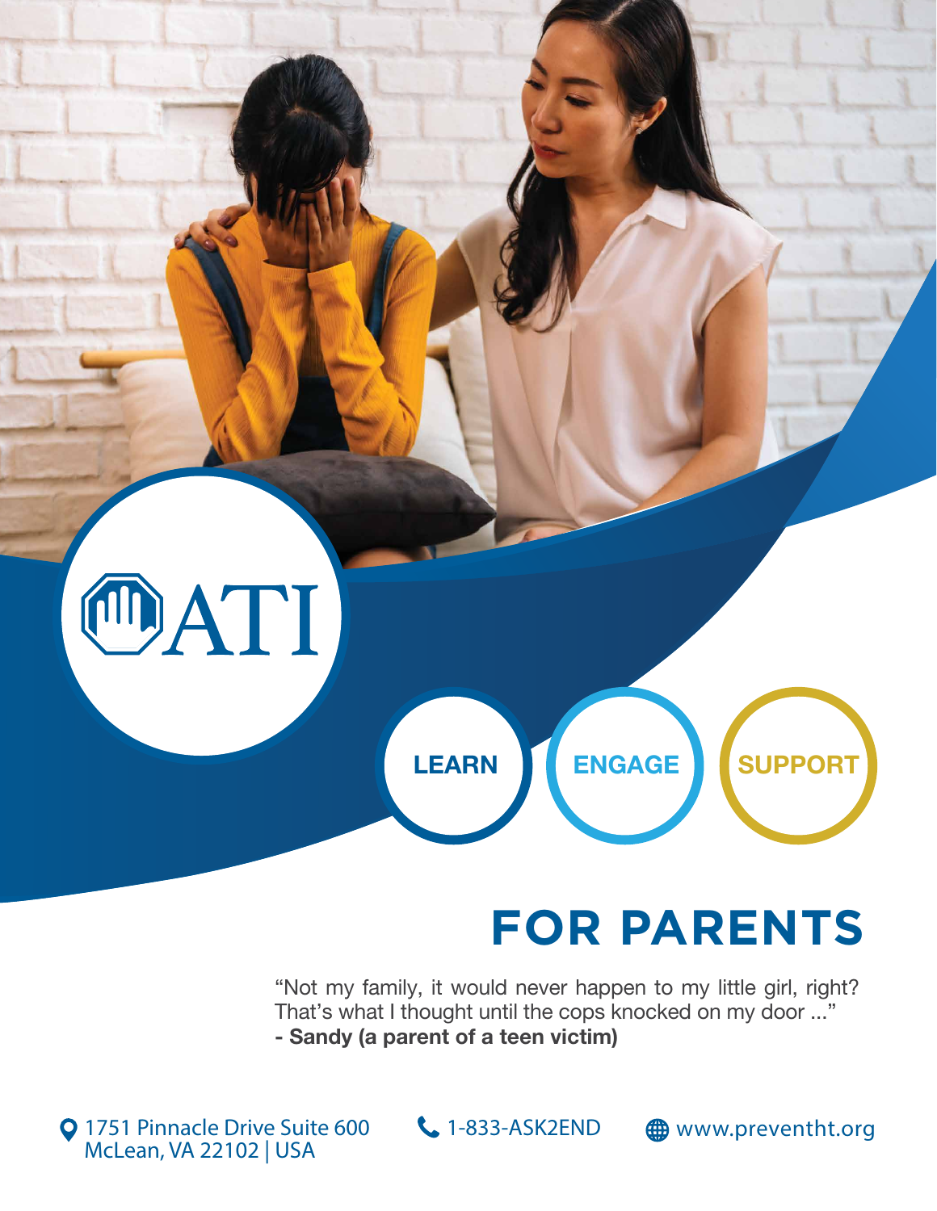ATI

LEARN

ENGAGE

SUPPORT

# FOR PARENTS

"Not my family, it would never happen to my little girl, right? That's what I thought until the cops knocked on my door ..."
**- Sandy (a parent of a teen victim)**

1751 Pinnacle Drive Suite 600
McLean, VA 22102 | USA

1-833-ASK2END

www.preventht.org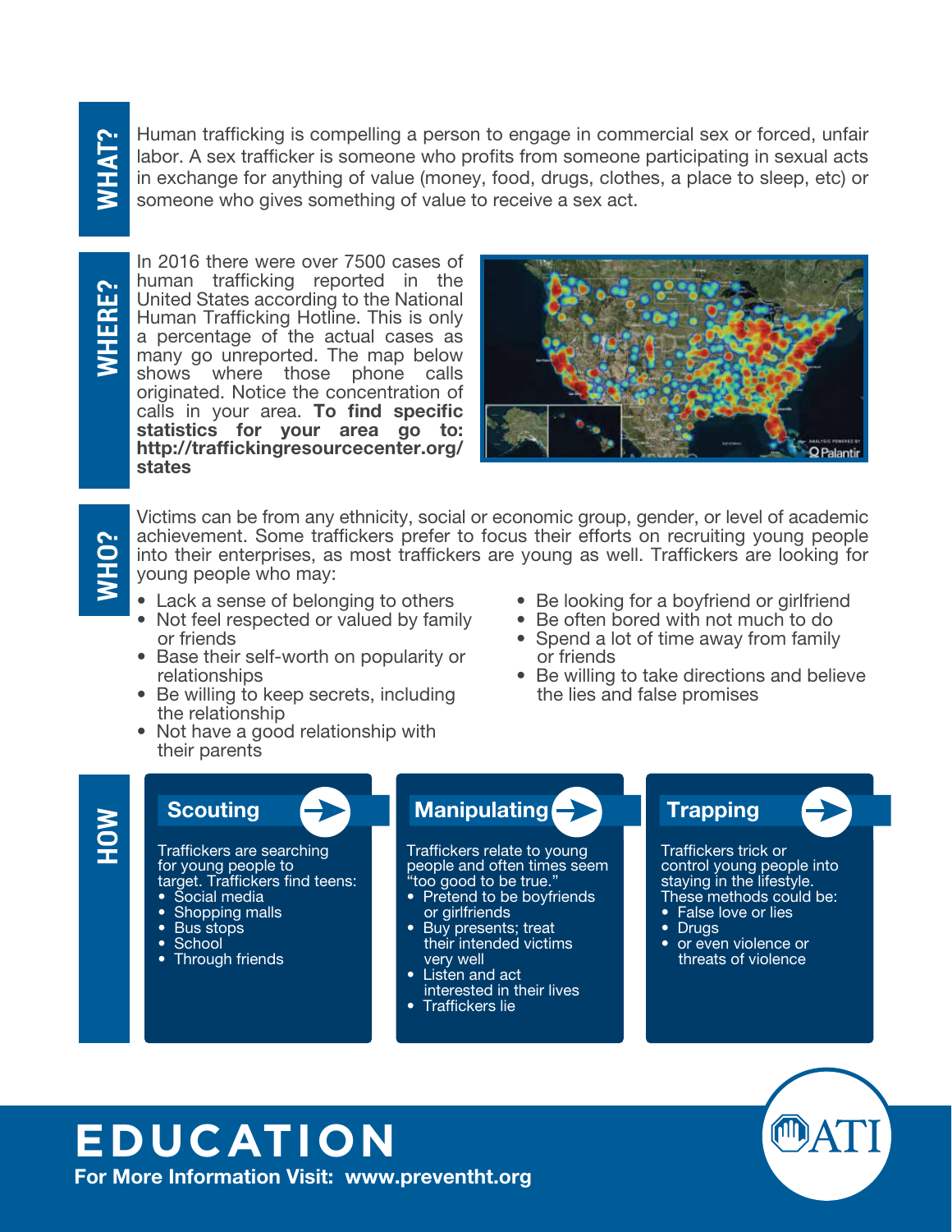## WHAT?

Human trafficking is compelling a person to engage in commercial sex or forced, unfair labor. A sex trafficker is someone who profits from someone participating in sexual acts in exchange for anything of value (money, food, drugs, clothes, a place to sleep, etc) or someone who gives something of value to receive a sex act.

## WHERE?

In 2016 there were over 7500 cases of human trafficking reported in the United States according to the National Human Trafficking Hotline. This is only a percentage of the actual cases as many go unreported. The map below shows where those phone calls originated. Notice the concentration of calls in your area. **To find specific statistics for your area go to: http://traffickingresourcecenter.org/states**

## WHO?

Victims can be from any ethnicity, social or economic group, gender, or level of academic achievement. Some traffickers prefer to focus their efforts on recruiting young people into their enterprises, as most traffickers are young as well. Traffickers are looking for young people who may:

- Lack a sense of belonging to others
- Not feel respected or valued by family or friends
- Base their self-worth on popularity or relationships
- Be willing to keep secrets, including the relationship
- Not have a good relationship with their parents
- Be looking for a boyfriend or girlfriend
- Be often bored with not much to do
- Spend a lot of time away from family or friends
- Be willing to take directions and believe the lies and false promises

## HOW

### Scouting

Traffickers are searching for young people to target. Traffickers find teens:

- Social media
- Shopping malls
- Bus stops
- School
- Through friends

### Manipulating

Traffickers relate to young people and often times seem "too good to be true."

- Pretend to be boyfriends or girlfriends
- Buy presents; treat their intended victims very well
- Listen and act interested in their lives
- Traffickers lie

### Trapping

Traffickers trick or control young people into staying in the lifestyle. These methods could be:

- False love or lies
- Drugs
- or even violence or threats of violence

# EDUCATION

**For More Information Visit: www.preventht.org**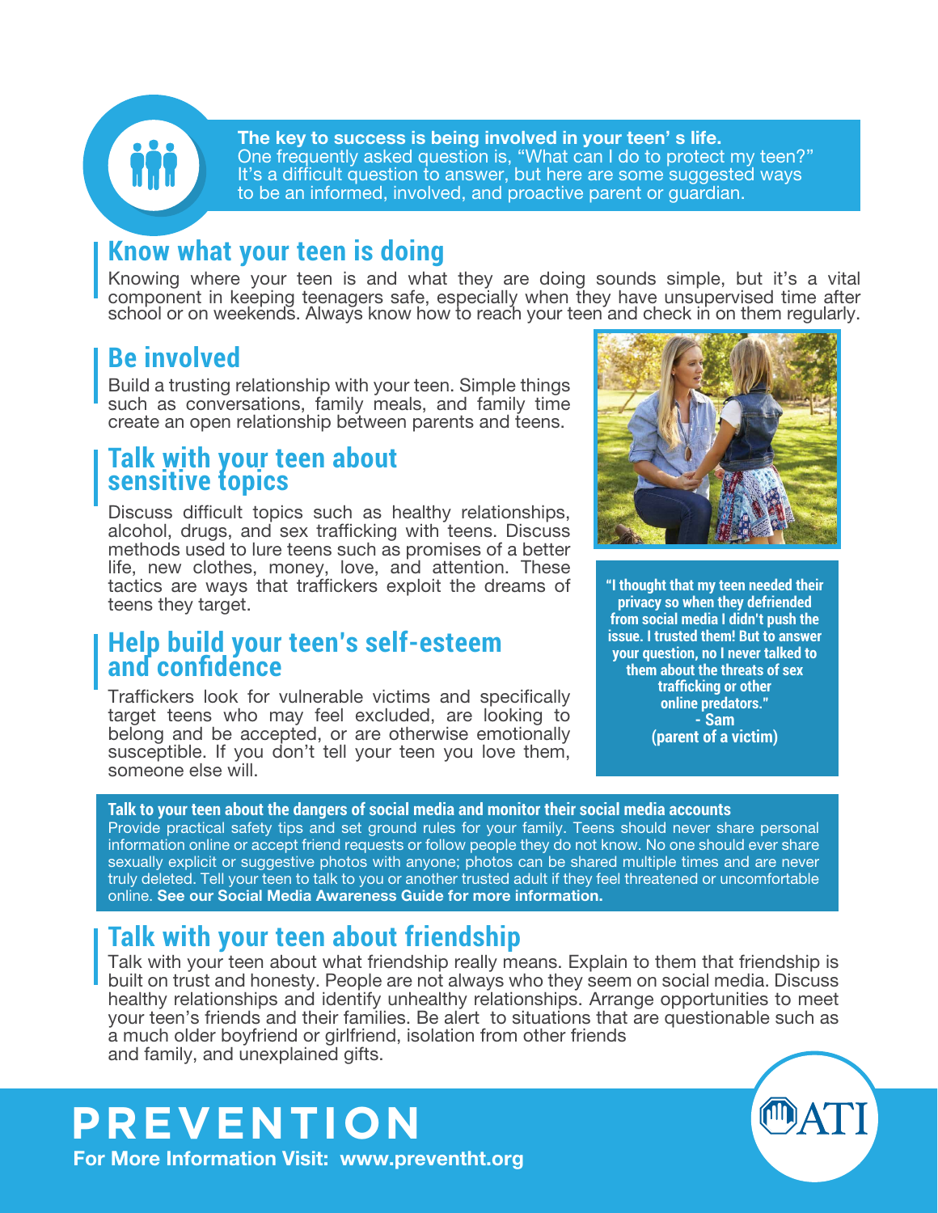**The key to success is being involved in your teen' s life.**
One frequently asked question is, "What can I do to protect my teen?" It's a difficult question to answer, but here are some suggested ways to be an informed, involved, and proactive parent or guardian.

## Know what your teen is doing

Knowing where your teen is and what they are doing sounds simple, but it's a vital component in keeping teenagers safe, especially when they have unsupervised time after school or on weekends. Always know how to reach your teen and check in on them regularly.

## Be involved

Build a trusting relationship with your teen. Simple things such as conversations, family meals, and family time create an open relationship between parents and teens.

## Talk with your teen about sensitive topics

Discuss difficult topics such as healthy relationships, alcohol, drugs, and sex trafficking with teens. Discuss methods used to lure teens such as promises of a better life, new clothes, money, love, and attention. These tactics are ways that traffickers exploit the dreams of teens they target.

## Help build your teen's self-esteem and confidence

Traffickers look for vulnerable victims and specifically target teens who may feel excluded, are looking to belong and be accepted, or are otherwise emotionally susceptible. If you don't tell your teen you love them, someone else will.

**"I thought that my teen needed their privacy so when they defriended from social media I didn't push the issue. I trusted them! But to answer your question, no I never talked to them about the threats of sex trafficking or other online predators." - Sam (parent of a victim)**

**Talk to your teen about the dangers of social media and monitor their social media accounts**
Provide practical safety tips and set ground rules for your family. Teens should never share personal information online or accept friend requests or follow people they do not know. No one should ever share sexually explicit or suggestive photos with anyone; photos can be shared multiple times and are never truly deleted. Tell your teen to talk to you or another trusted adult if they feel threatened or uncomfortable online. **See our Social Media Awareness Guide for more information.**

## Talk with your teen about friendship

Talk with your teen about what friendship really means. Explain to them that friendship is built on trust and honesty. People are not always who they seem on social media. Discuss healthy relationships and identify unhealthy relationships. Arrange opportunities to meet your teen's friends and their families. Be alert to situations that are questionable such as a much older boyfriend or girlfriend, isolation from other friends and family, and unexplained gifts.

# PREVENTION

**For More Information Visit: www.preventht.org**

ATI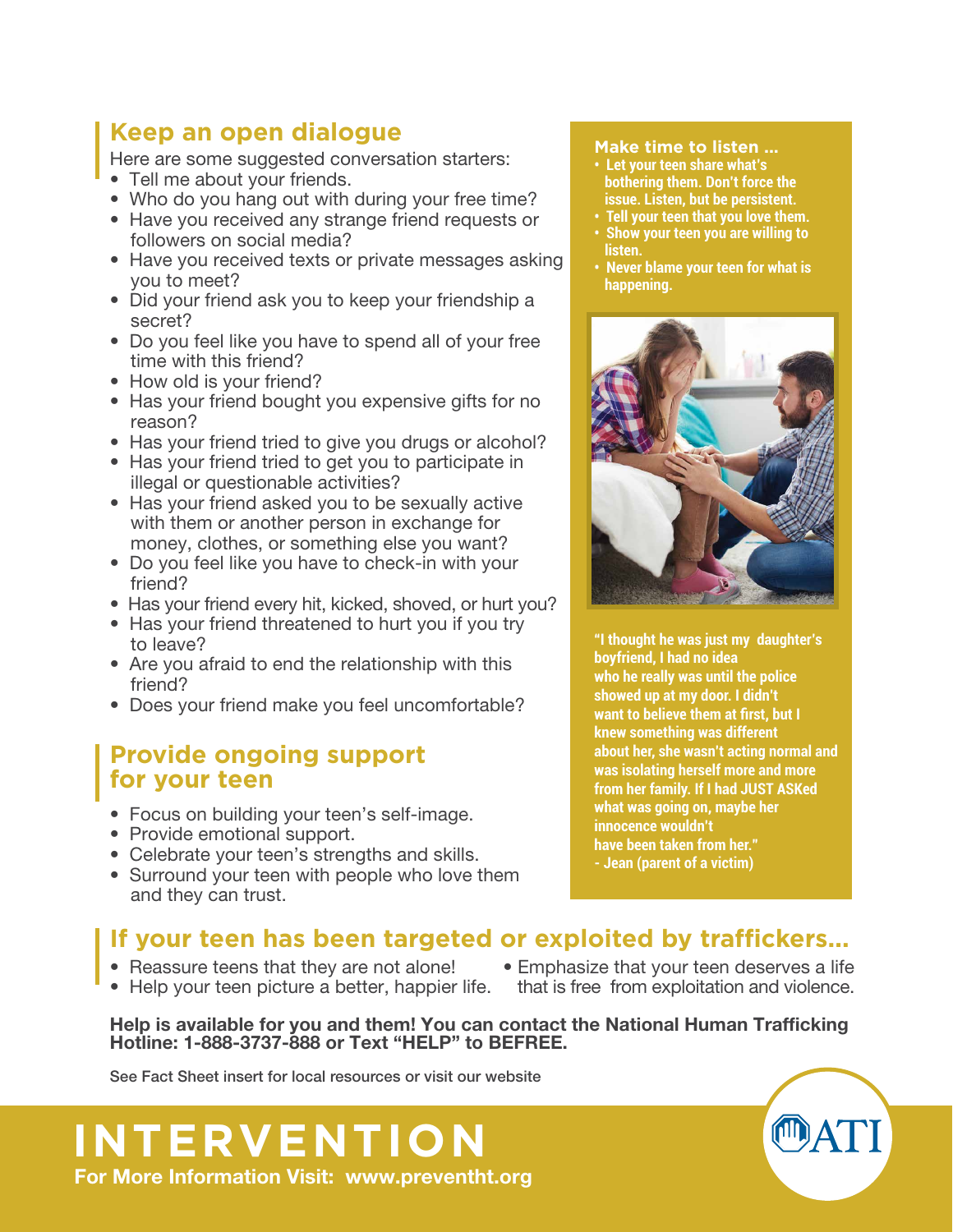## Keep an open dialogue

Here are some suggested conversation starters:

- Tell me about your friends.
- Who do you hang out with during your free time?
- Have you received any strange friend requests or followers on social media?
- Have you received texts or private messages asking you to meet?
- Did your friend ask you to keep your friendship a secret?
- Do you feel like you have to spend all of your free time with this friend?
- How old is your friend?
- Has your friend bought you expensive gifts for no reason?
- Has your friend tried to give you drugs or alcohol?
- Has your friend tried to get you to participate in illegal or questionable activities?
- Has your friend asked you to be sexually active with them or another person in exchange for money, clothes, or something else you want?
- Do you feel like you have to check-in with your friend?
- Has your friend every hit, kicked, shoved, or hurt you?
- Has your friend threatened to hurt you if you try to leave?
- Are you afraid to end the relationship with this friend?
- Does your friend make you feel uncomfortable?

## Provide ongoing support for your teen

- Focus on building your teen's self-image.
- Provide emotional support.
- Celebrate your teen's strengths and skills.
- Surround your teen with people who love them and they can trust.

**Make time to listen ...**

- **Let your teen share what's bothering them. Don't force the issue. Listen, but be persistent.**
- **Tell your teen that you love them.**
- **Show your teen you are willing to listen.**
- **Never blame your teen for what is happening.**

**"I thought he was just my daughter's boyfriend, I had no idea who he really was until the police showed up at my door. I didn't want to believe them at first, but I knew something was different about her, she wasn't acting normal and was isolating herself more and more from her family. If I had JUST ASKed what was going on, maybe her innocence wouldn't have been taken from her."**
**- Jean (parent of a victim)**

## If your teen has been targeted or exploited by traffickers...

- Reassure teens that they are not alone!
- Help your teen picture a better, happier life.
- Emphasize that your teen deserves a life that is free from exploitation and violence.

**Help is available for you and them! You can contact the National Human Trafficking Hotline: 1-888-3737-888 or Text "HELP" to BEFREE.**

See Fact Sheet insert for local resources or visit our website

# INTERVENTION

**For More Information Visit: www.preventht.org**

ATI